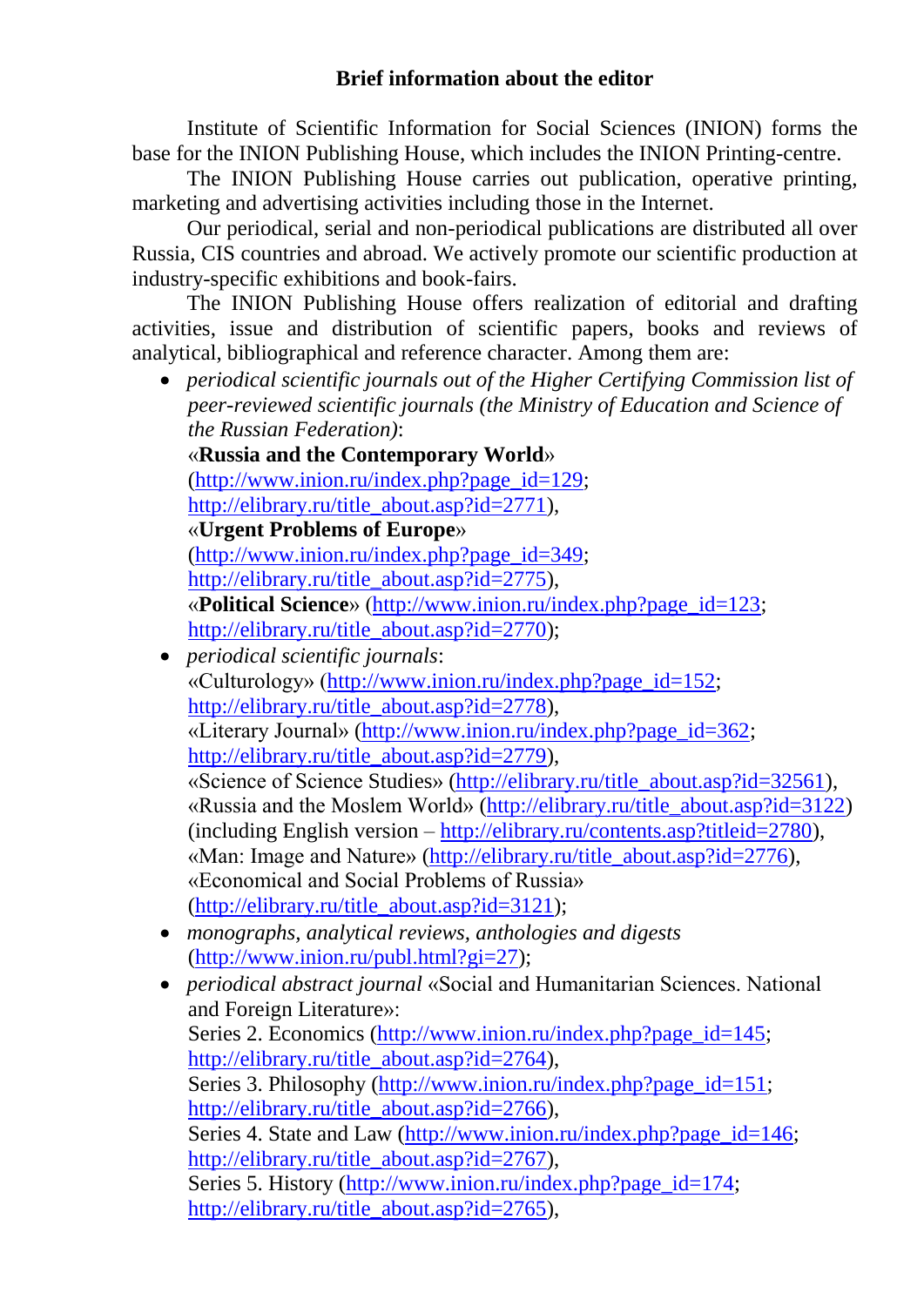## Brief information about the editor

Institute of Scientific Information for Social Sciences (INION) forms the base for the INION Publishing House, which includes the INION Printing-centre.

The INION Publishing House carries out publication, operative printing, marketing and advertising activities including those in the Internet.

Our periodical, serial and non-periodical publications are distributed all over Russia, CIS countries and abroad. We actively promote our scientific production at industry-specific exhibitions and book-fairs.

The INION Publishing House offers realization of editorial and drafting activities, issue and distribution of scientific papers, books and reviews of analytical, bibliographical and reference character. Among them are:

- *periodical scientific journals out of the Higher Certifying Commission list of peer-reviewed scientific journals (the Ministry of Education and Science of the Russian Federation)*:
  «**Russia and the Contemporary World**» (http://www.inion.ru/index.php?page_id=129; http://elibrary.ru/title_about.asp?id=2771),
  «**Urgent Problems of Europe**» (http://www.inion.ru/index.php?page_id=349; http://elibrary.ru/title_about.asp?id=2775),
  «**Political Science**» (http://www.inion.ru/index.php?page_id=123; http://elibrary.ru/title_about.asp?id=2770);
- *periodical scientific journals*:
  «Culturology» (http://www.inion.ru/index.php?page_id=152; http://elibrary.ru/title_about.asp?id=2778),
  «Literary Journal» (http://www.inion.ru/index.php?page_id=362; http://elibrary.ru/title_about.asp?id=2779),
  «Science of Science Studies» (http://elibrary.ru/title_about.asp?id=32561),
  «Russia and the Moslem World» (http://elibrary.ru/title_about.asp?id=3122) (including English version – http://elibrary.ru/contents.asp?titleid=2780),
  «Man: Image and Nature» (http://elibrary.ru/title_about.asp?id=2776),
  «Economical and Social Problems of Russia» (http://elibrary.ru/title_about.asp?id=3121);
- *monographs, analytical reviews, anthologies and digests* (http://www.inion.ru/publ.html?gi=27);
- *periodical abstract journal* «Social and Humanitarian Sciences. National and Foreign Literature»:
  Series 2. Economics (http://www.inion.ru/index.php?page_id=145; http://elibrary.ru/title_about.asp?id=2764),
  Series 3. Philosophy (http://www.inion.ru/index.php?page_id=151; http://elibrary.ru/title_about.asp?id=2766),
  Series 4. State and Law (http://www.inion.ru/index.php?page_id=146; http://elibrary.ru/title_about.asp?id=2767),
  Series 5. History (http://www.inion.ru/index.php?page_id=174; http://elibrary.ru/title_about.asp?id=2765),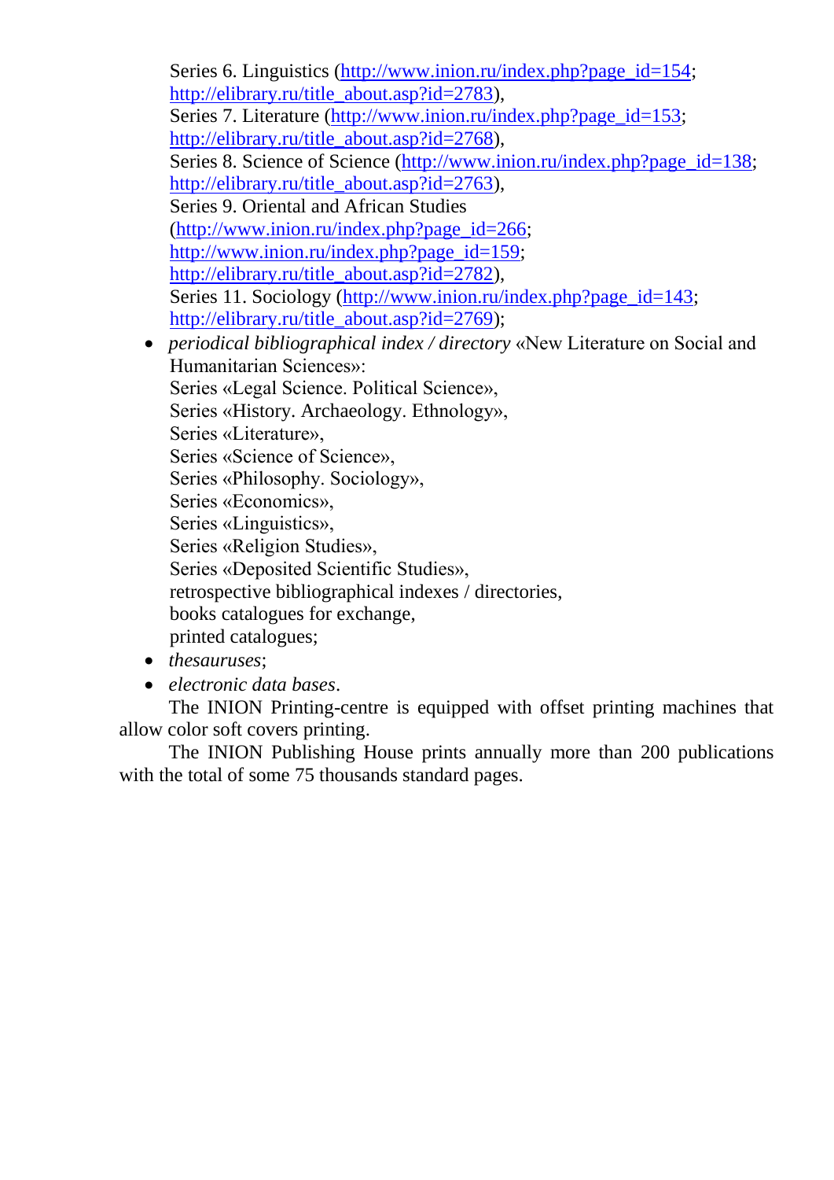Series 6. Linguistics (http://www.inion.ru/index.php?page_id=154; http://elibrary.ru/title_about.asp?id=2783),
Series 7. Literature (http://www.inion.ru/index.php?page_id=153; http://elibrary.ru/title_about.asp?id=2768),
Series 8. Science of Science (http://www.inion.ru/index.php?page_id=138; http://elibrary.ru/title_about.asp?id=2763),
Series 9. Oriental and African Studies (http://www.inion.ru/index.php?page_id=266; http://www.inion.ru/index.php?page_id=159; http://elibrary.ru/title_about.asp?id=2782),
Series 11. Sociology (http://www.inion.ru/index.php?page_id=143; http://elibrary.ru/title_about.asp?id=2769);

- *periodical bibliographical index / directory* «New Literature on Social and Humanitarian Sciences»:
  Series «Legal Science. Political Science»,
  Series «History. Archaeology. Ethnology»,
  Series «Literature»,
  Series «Science of Science»,
  Series «Philosophy. Sociology»,
  Series «Economics»,
  Series «Linguistics»,
  Series «Religion Studies»,
  Series «Deposited Scientific Studies»,
  retrospective bibliographical indexes / directories,
  books catalogues for exchange,
  printed catalogues;
- *thesauruses*;
- *electronic data bases*.

The INION Printing-centre is equipped with offset printing machines that allow color soft covers printing.

The INION Publishing House prints annually more than 200 publications with the total of some 75 thousands standard pages.